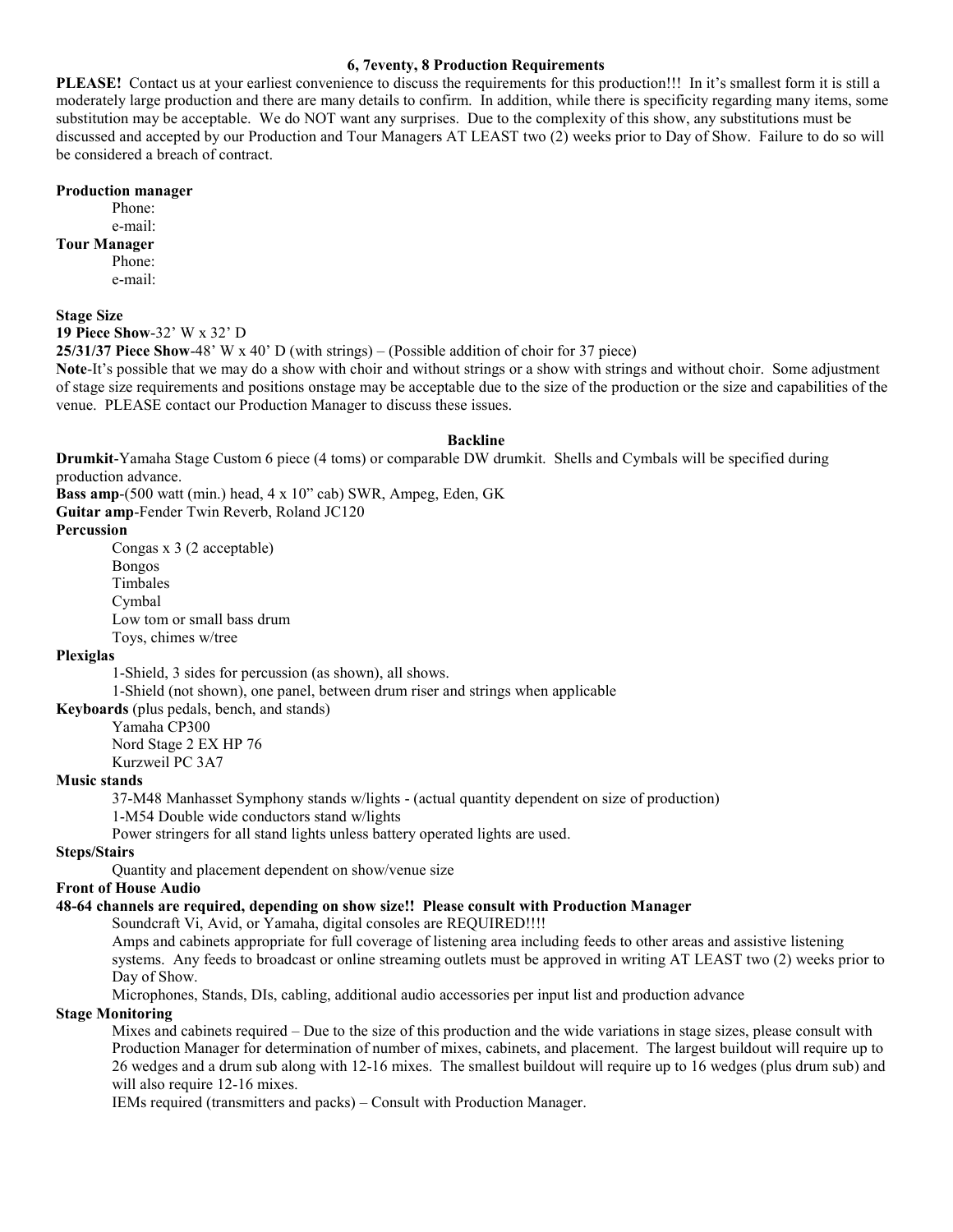# 6, 7eventy, 8 Production Requirements

**PLEASE!** Contact us at your earliest convenience to discuss the requirements for this production!!! In it's smallest form it is still a moderately large production and there are many details to confirm. In addition, while there is specificity regarding many items, some substitution may be acceptable. We do NOT want any surprises. Due to the complexity of this show, any substitutions must be discussed and accepted by our Production and Tour Managers AT LEAST two (2) weeks prior to Day of Show. Failure to do so will be considered a breach of contract.

**Production manager**

Phone:
e-mail:

**Tour Manager**

Phone:
e-mail:

**Stage Size**

**19 Piece Show**-32' W x 32' D

**25/31/37 Piece Show**-48' W x 40' D (with strings) – (Possible addition of choir for 37 piece)

**Note**-It's possible that we may do a show with choir and without strings or a show with strings and without choir. Some adjustment of stage size requirements and positions onstage may be acceptable due to the size of the production or the size and capabilities of the venue. PLEASE contact our Production Manager to discuss these issues.

## Backline

**Drumkit**-Yamaha Stage Custom 6 piece (4 toms) or comparable DW drumkit. Shells and Cymbals will be specified during production advance.

**Bass amp**-(500 watt (min.) head, 4 x 10" cab) SWR, Ampeg, Eden, GK

**Guitar amp**-Fender Twin Reverb, Roland JC120

**Percussion**

- Congas x 3 (2 acceptable)
- Bongos
- Timbales
- Cymbal
- Low tom or small bass drum
- Toys, chimes w/tree

**Plexiglas**

- 1-Shield, 3 sides for percussion (as shown), all shows.
- 1-Shield (not shown), one panel, between drum riser and strings when applicable

**Keyboards** (plus pedals, bench, and stands)

- Yamaha CP300
- Nord Stage 2 EX HP 76
- Kurzweil PC 3A7

**Music stands**

- 37-M48 Manhasset Symphony stands w/lights - (actual quantity dependent on size of production)
- 1-M54 Double wide conductors stand w/lights
- Power stringers for all stand lights unless battery operated lights are used.

**Steps/Stairs**

Quantity and placement dependent on show/venue size

**Front of House Audio**

**48-64 channels are required, depending on show size!! Please consult with Production Manager**

Soundcraft Vi, Avid, or Yamaha, digital consoles are REQUIRED!!!!

Amps and cabinets appropriate for full coverage of listening area including feeds to other areas and assistive listening systems. Any feeds to broadcast or online streaming outlets must be approved in writing AT LEAST two (2) weeks prior to Day of Show.

Microphones, Stands, DIs, cabling, additional audio accessories per input list and production advance

**Stage Monitoring**

Mixes and cabinets required – Due to the size of this production and the wide variations in stage sizes, please consult with Production Manager for determination of number of mixes, cabinets, and placement. The largest buildout will require up to 26 wedges and a drum sub along with 12-16 mixes. The smallest buildout will require up to 16 wedges (plus drum sub) and will also require 12-16 mixes.

IEMs required (transmitters and packs) – Consult with Production Manager.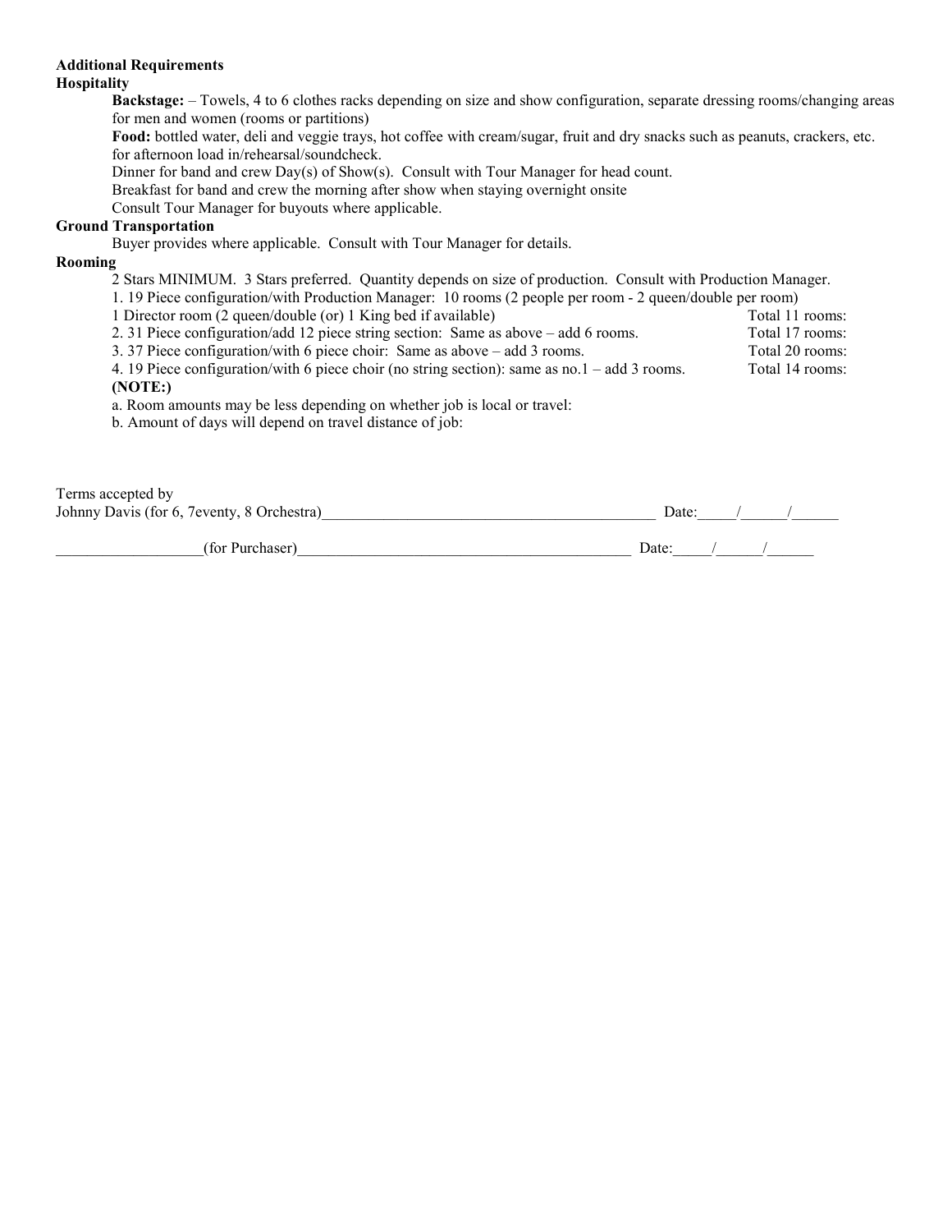**Additional Requirements**

**Hospitality**

**Backstage:** – Towels, 4 to 6 clothes racks depending on size and show configuration, separate dressing rooms/changing areas for men and women (rooms or partitions)

**Food:** bottled water, deli and veggie trays, hot coffee with cream/sugar, fruit and dry snacks such as peanuts, crackers, etc. for afternoon load in/rehearsal/soundcheck.

Dinner for band and crew Day(s) of Show(s). Consult with Tour Manager for head count.

Breakfast for band and crew the morning after show when staying overnight onsite

Consult Tour Manager for buyouts where applicable.

**Ground Transportation**

Buyer provides where applicable. Consult with Tour Manager for details.

**Rooming**

2 Stars MINIMUM. 3 Stars preferred. Quantity depends on size of production. Consult with Production Manager.

1. 19 Piece configuration/with Production Manager: 10 rooms (2 people per room - 2 queen/double per room)
1 Director room (2 queen/double (or) 1 King bed if available) Total 11 rooms:
2. 31 Piece configuration/add 12 piece string section: Same as above – add 6 rooms. Total 17 rooms:
3. 37 Piece configuration/with 6 piece choir: Same as above – add 3 rooms. Total 20 rooms:
4. 19 Piece configuration/with 6 piece choir (no string section): same as no.1 – add 3 rooms. Total 14 rooms:

**(NOTE:)**

a. Room amounts may be less depending on whether job is local or travel:

b. Amount of days will depend on travel distance of job:

Terms accepted by
Johnny Davis (for 6, 7eventy, 8 Orchestra)____________________________________________ Date:_____/______/______

___________________(for Purchaser)____________________________________________ Date:_____/______/______